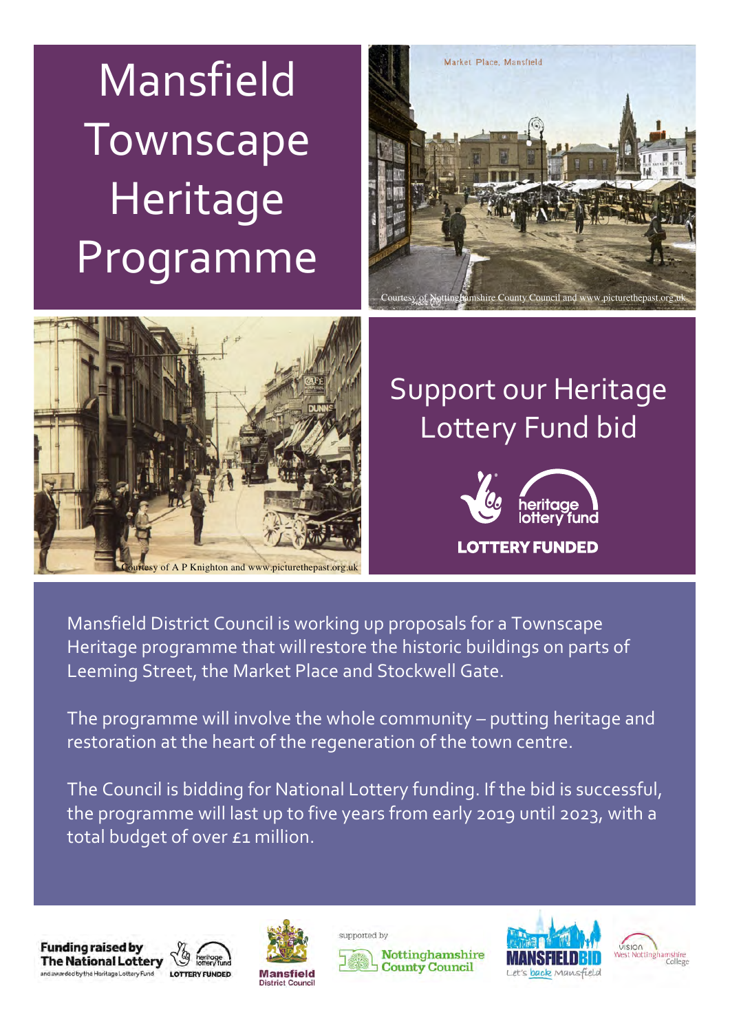# Mansfield Townscape Heritage Programme

Market Place, Mansfield

Courtesy of Nottinghamshire County Council and www.picturethepast.org.uk

Courtesy of A P Knighton and www.picturethepast.org.uk

## Support our Heritage Lottery Fund bid

heritage lottery fund

LOTTERY FUNDED

Mansfield District Council is working up proposals for a Townscape Heritage programme that will restore the historic buildings on parts of Leeming Street, the Market Place and Stockwell Gate.

The programme will involve the whole community – putting heritage and restoration at the heart of the regeneration of the town centre.

The Council is bidding for National Lottery funding. If the bid is successful, the programme will last up to five years from early 2019 until 2023, with a total budget of over £1 million.

**Funding raised by The National Lottery** and awarded by the Heritage Lottery Fund

heritage lottery fund LOTTERY FUNDED

Mansfield District Council

supported by Nottinghamshire County Council

MANSFIELD BID Let's back Mansfield

Vision West Nottinghamshire College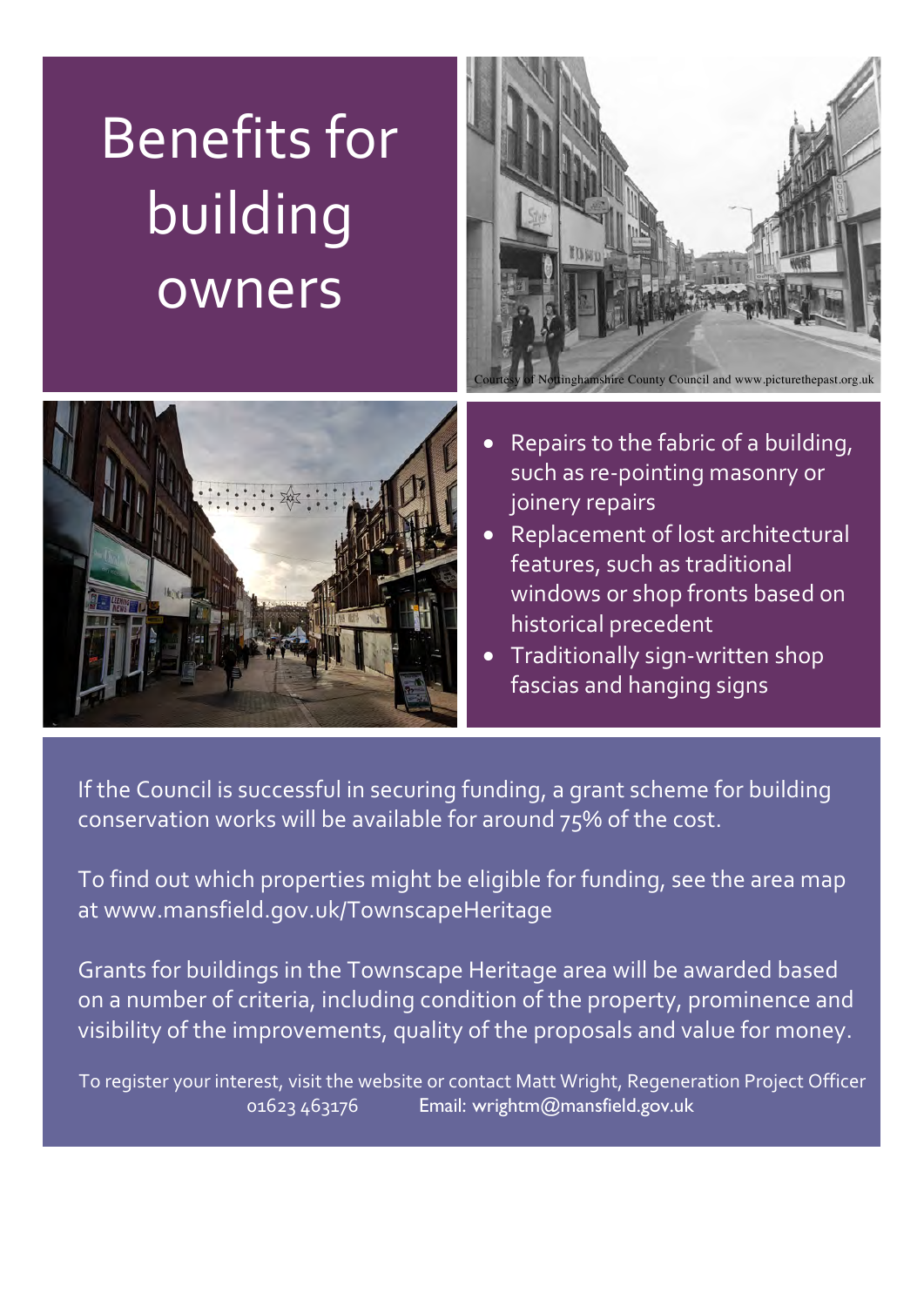# Benefits for building owners

Courtesy of Nottinghamshire County Council and www.picturethepast.org.uk

- Repairs to the fabric of a building, such as re-pointing masonry or joinery repairs
- Replacement of lost architectural features, such as traditional windows or shop fronts based on historical precedent
- Traditionally sign-written shop fascias and hanging signs

If the Council is successful in securing funding, a grant scheme for building conservation works will be available for around 75% of the cost.

To find out which properties might be eligible for funding, see the area map at www.mansfield.gov.uk/TownscapeHeritage

Grants for buildings in the Townscape Heritage area will be awarded based on a number of criteria, including condition of the property, prominence and visibility of the improvements, quality of the proposals and value for money.

To register your interest, visit the website or contact Matt Wright, Regeneration Project Officer
01623 463176 Email: wrightm@mansfield.gov.uk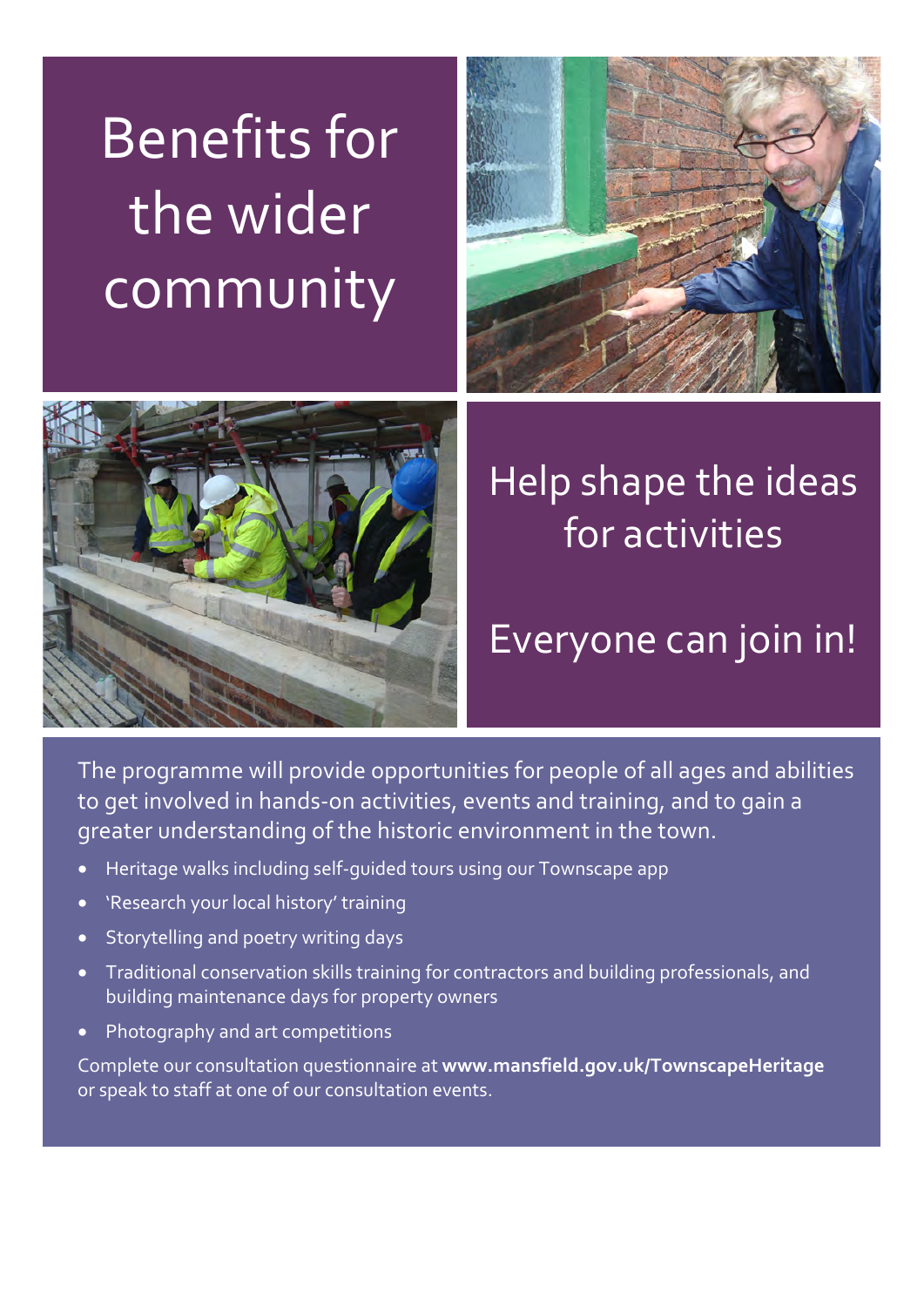# Benefits for the wider community

## Help shape the ideas for activities

## Everyone can join in!

The programme will provide opportunities for people of all ages and abilities to get involved in hands-on activities, events and training, and to gain a greater understanding of the historic environment in the town.

- Heritage walks including self-guided tours using our Townscape app
- 'Research your local history' training
- Storytelling and poetry writing days
- Traditional conservation skills training for contractors and building professionals, and building maintenance days for property owners
- Photography and art competitions

Complete our consultation questionnaire at **www.mansfield.gov.uk/TownscapeHeritage** or speak to staff at one of our consultation events.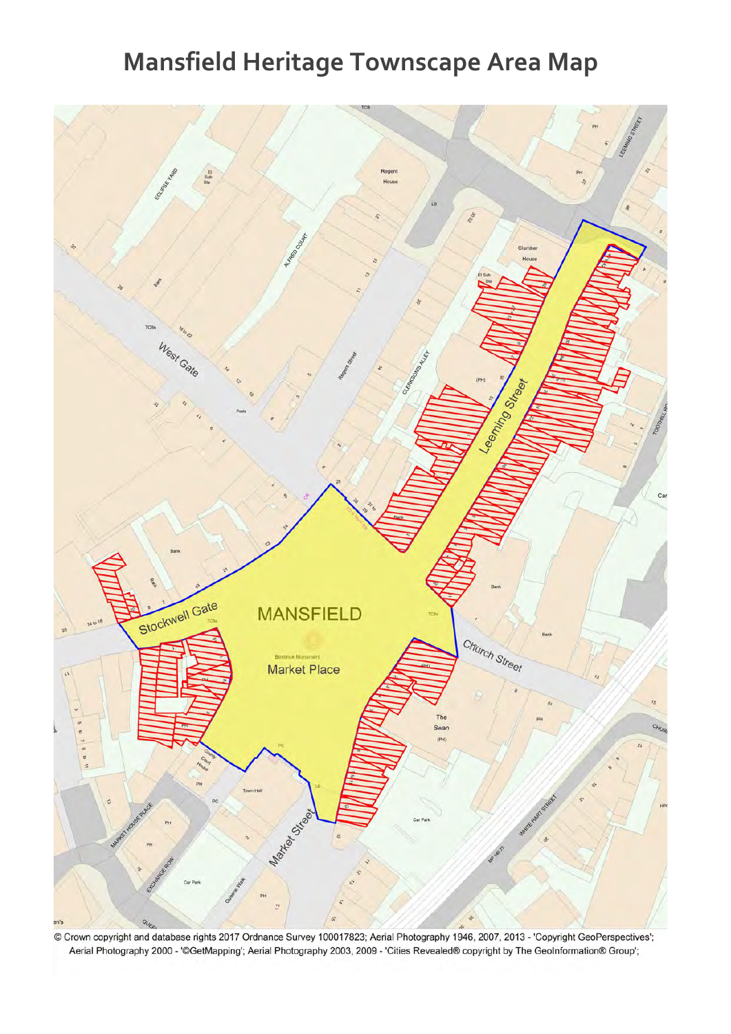# Mansfield Heritage Townscape Area Map

MANSFIELD

Market Place

Stockwell Gate

Leeming Street

West Gate

Church Street

Market Street

© Crown copyright and database rights 2017 Ordnance Survey 100017823; Aerial Photography 1946, 2007, 2013 - 'Copyright GeoPerspectives'; Aerial Photography 2000 - '©GetMapping'; Aerial Photography 2003, 2009 - 'Cities Revealed® copyright by The GeoInformation® Group';